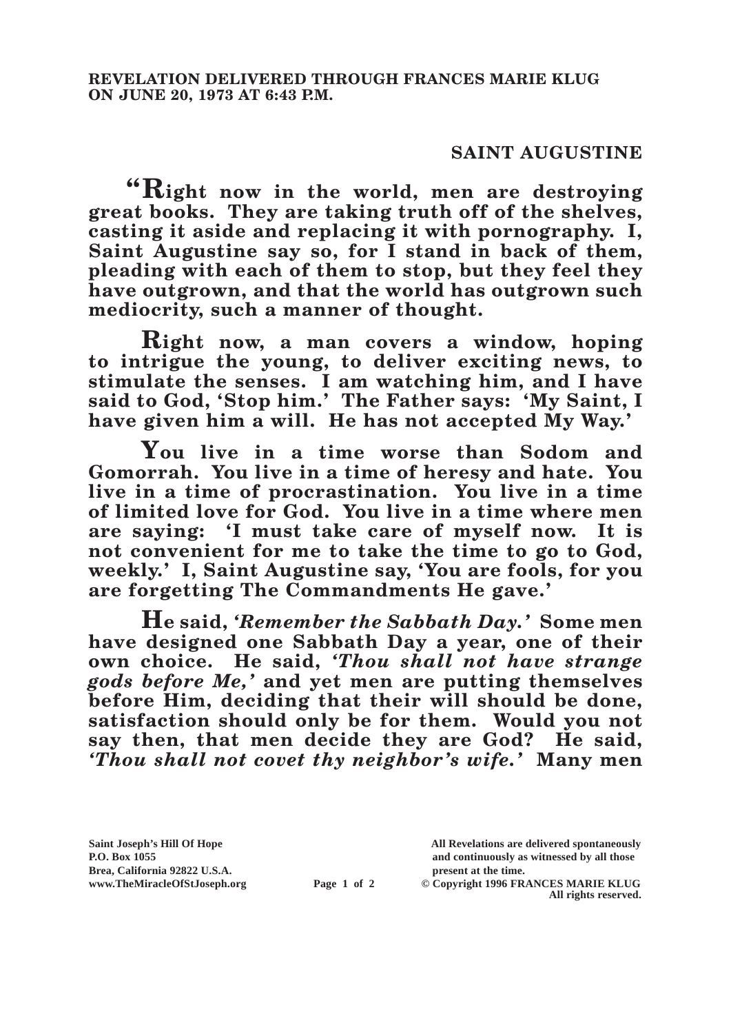**REVELATION DELIVERED THROUGH FRANCES MARIE KLUG ON JUNE 20, 1973 AT 6:43 P.M.**

## SAINT AUGUSTINE

**"Right now in the world, men are destroying great books. They are taking truth off of the shelves, casting it aside and replacing it with pornography. I, Saint Augustine say so, for I stand in back of them, pleading with each of them to stop, but they feel they have outgrown, and that the world has outgrown such mediocrity, such a manner of thought.**

**Right now, a man covers a window, hoping to intrigue the young, to deliver exciting news, to stimulate the senses. I am watching him, and I have said to God, 'Stop him.' The Father says: 'My Saint, I have given him a will. He has not accepted My Way.'**

**You live in a time worse than Sodom and Gomorrah. You live in a time of heresy and hate. You live in a time of procrastination. You live in a time of limited love for God. You live in a time where men are saying: 'I must take care of myself now. It is not convenient for me to take the time to go to God, weekly.' I, Saint Augustine say, 'You are fools, for you are forgetting The Commandments He gave.'**

**He said, *'Remember the Sabbath Day.'* Some men have designed one Sabbath Day a year, one of their own choice. He said, *'Thou shall not have strange gods before Me,'* and yet men are putting themselves before Him, deciding that their will should be done, satisfaction should only be for them. Would you not say then, that men decide they are God? He said, *'Thou shall not covet thy neighbor's wife.'* Many men**

Saint Joseph's Hill Of Hope
P.O. Box 1055
Brea, California 92822 U.S.A.
www.TheMiracleOfStJoseph.org

All Revelations are delivered spontaneously and continuously as witnessed by all those present at the time.
© Copyright 1996 FRANCES MARIE KLUG
All rights reserved.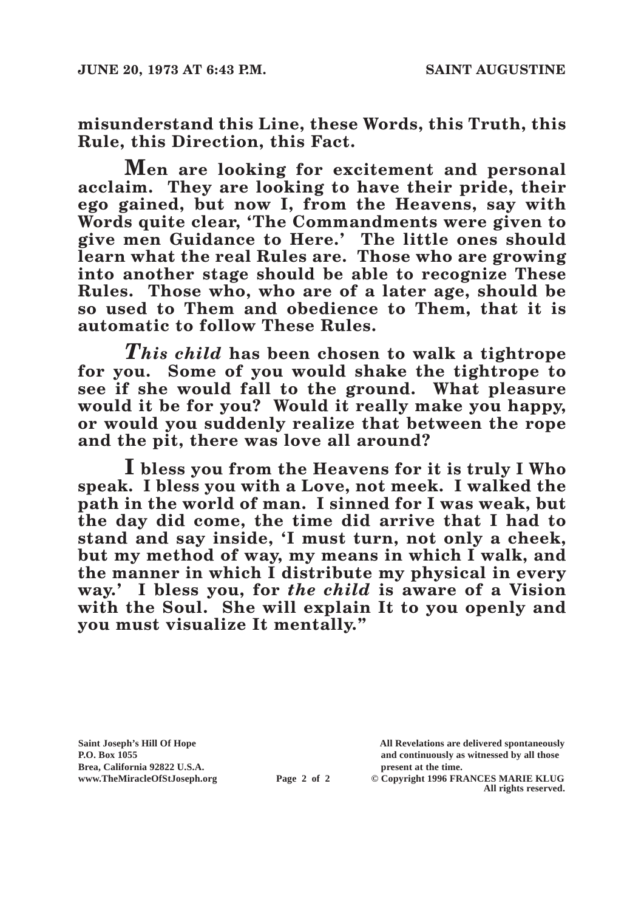**misunderstand this Line, these Words, this Truth, this Rule, this Direction, this Fact.**

**Men are looking for excitement and personal acclaim. They are looking to have their pride, their ego gained, but now I, from the Heavens, say with Words quite clear, 'The Commandments were given to give men Guidance to Here.' The little ones should learn what the real Rules are. Those who are growing into another stage should be able to recognize These Rules. Those who, who are of a later age, should be so used to Them and obedience to Them, that it is automatic to follow These Rules.**

***This child* has been chosen to walk a tightrope for you. Some of you would shake the tightrope to see if she would fall to the ground. What pleasure would it be for you? Would it really make you happy, or would you suddenly realize that between the rope and the pit, there was love all around?**

**I bless you from the Heavens for it is truly I Who speak. I bless you with a Love, not meek. I walked the path in the world of man. I sinned for I was weak, but the day did come, the time did arrive that I had to stand and say inside, 'I must turn, not only a cheek, but my method of way, my means in which I walk, and the manner in which I distribute my physical in every way.' I bless you, for *the child* is aware of a Vision with the Soul. She will explain It to you openly and you must visualize It mentally."**

Saint Joseph's Hill Of Hope
P.O. Box 1055
Brea, California 92822 U.S.A.
www.TheMiracleOfStJoseph.org

All Revelations are delivered spontaneously and continuously as witnessed by all those present at the time.
© Copyright 1996 FRANCES MARIE KLUG
All rights reserved.